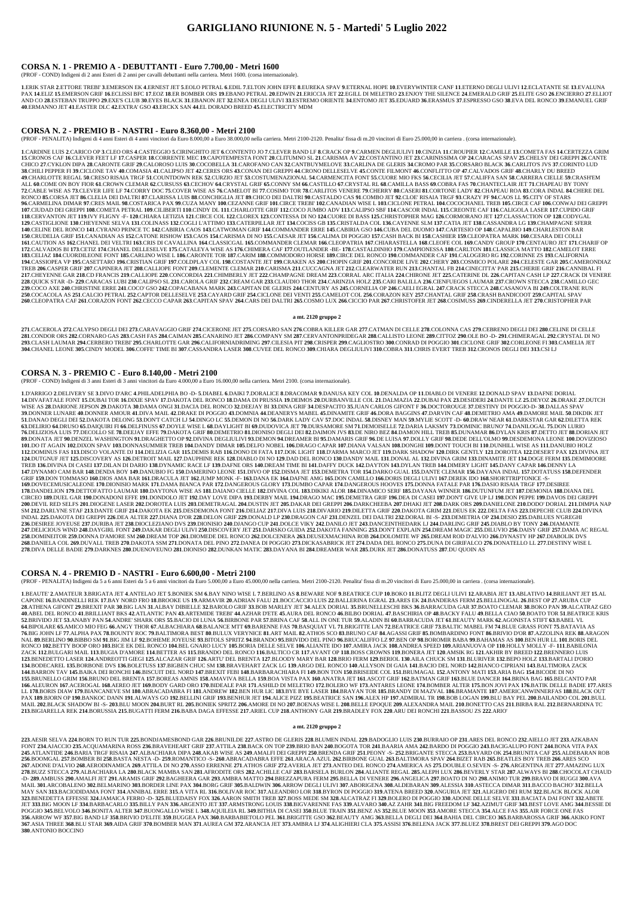# GARIGLIANO RIUNIONE N. 5 - Martedi' 5 Luglio 2022

## CORSA N. 1 - PREMIO A - DEBUTTANTI - Euro 7.700,00 - Metri 1600

(PROF - COND) Indigeni di 2 anni Esteri di 2 anni per cavalli debuttanti nella carriera. Metri 1600. (corsa internazionale).

**1**.ERIK STAR **2**.ETTORE TREBI' **3**.EMERSON EK **4**.ERNEST JET **5**.EOLO PETRAL **6**.EDIL **7**.ELTON JOHN EFFE **8**.EUREKA SPAV **9**.ETERNAL HOPE **10**.EVERYWINTER CANF **11**.ETERNO DEGLI ULIVI **12**.ECLATANTE SE **13**.EVALUNA PAX **14**.ELIZ **15**.EMERSON GRIF **16**.ECLISSI BFC **17**.EOZ **18**.ER BOMBER ORS **19**.EBANO PETRAL **20**.EDWIN **21**.ERICCIA JET **22**.EGILL DI MELETRO **23**.ENJOY THE SILENCE **24**.EMERALD GRIF **25**.ELITE GSO **26**.ENCIERRO **27**.ELLIOT AND CO **28**.ESTEBAN TRUPPO **29**.EXE'S CLUB **30**.EYES BLACK **31**.EBANON JET **32**.ENEA DEGLI ULIVI **33**.ESTREMO ORIENTE **34**.ENTOMO JET **35**.EDUARD **36**.ERASMUS **37**.ESPRESSO GSO **38**.EVA DEL RONCO **39**.EMANUEL GRIF **40**.ERMANNO JET **41**.EASTER DLC **42**.EXTRA' GSO **43**.ERCKX SAN **44**.EL DORADO BREED **45**.ELECTRICITY MDM

## CORSA N. 2 - PREMIO B - NASTRIS - Euro 8.360,00 - Metri 2100

(PROF - PENALITA) Indigeni di 4 anni Esteri di 4 anni vincitori da Euro 8.000,00 a Euro 38.000,00 nella carriera. Metri 2100-2120. Penalita' fissa di m.20 vincitori di Euro 25.000,00 in carriera . (corsa internazionale).

**1**.CARDINE LUIS **2**.CARICO OP **3**.CLEO ORS **4**.CASTEGGIO **5**.CIRINGHITO JET **6**.CONTENTO JO **7**.CLEVER BAND LF **8**.CRACK OP **9**.CARMEN DEGLIULIVI **10**.CINZIA **11**.CROUPIER **12**.CAMILLE **13**.COMETA FAS **14**.CERTEZZA GRIM **15**.CRONOS CAF **16**.CLEVER FEET LF **17**.CASPER **18**.CORRENTE MEC **19**.CAPOTEMPESTA FONT **20**.CLITUMNO SL **21**.CARISMA AV **22**.COSTANTINO JET **23**.CARINISSIMA OP **24**.CARACAS SPAV **25**.CHELSY DEI GREPPI **26**.CANTE CHICO **27**.CYKLON DIPA **28**.CARONTE GRIF **29**.CALOROSO LUIS **30**.COCOBELLA **31**.CAROFANO CAN **32**.CANTBUYMELOVE **33**.CARLINA DE GLERIS **34**.CROMO PAR **35**.CORSARO BLACK **36**.CARLITO'S JVS **37**.CORINTO LUD **38**.CHILI PEPPER FI **39**.CICLONE TAV **40**.COMASIA **41**.CALYPSO JET **42**.CERES ORS **43**.CONAN DEI GREPPI **44**.CRONO DELLESELVE **45**.CONTE FILMONT **46**.CONFLITTO OP **47**.CALVADOS GRIF **48**.CHARLY DU BREED **49**.CHARLOTTE REGAL **50**.CRESO RISAIA TRGF **51**.COUNTDOWN REK **52**.CURZIO JET **53**.COSTUMENAZIONAL **54**.CARMENCITA FONT **55**.CUORE MIO FKS **56**.CECILIA JET **57**.CALIFFA SAN **58**.CARRERA CIELLE **59**.CRASHEM ALL **60**.COME ON BOY FIOR **61**.CROWN CLEMAR **62**.CURSUSS **63**.CECHOV **64**.CRYSTAL GRIF **65**.CONNY SM **66**.CASTILLO **67**.CRYSTAL RL **68**.CAMILLA BASS **69**.COBRA FAS **70**.CHANTECLAIR JET **71**.CHAPEAU BY TONY **72**.CABLE WISE AS **73**.CLEVER LIFE LF **74**.CORRY DOC **75**.COVER WISE AS **76**.CAMELOT BI **77**.COSIMO TOR **78**.CARLITOS VENERE **79**.CHERRY **80**.CASERI **81**.CORTONE LADY **82**.CHAPEAU ROA **83**.CORA INDAL **84**.CHERE DEL RONCO **85**.CORSA JET **86**.CLELIA DEI DALTRI **87**.CLARISSA LUIS **88**.CONCHIGLIA JET **89**.CHICO DEI DALTRI **90**.CASTALDO CAS **91**.COMBO JET **92**.CLOE' RISAIA TRGF **93**.CRAZY PF **94**.CAOS LL **95**.CITY OF STARS **96**.CARMELINA DIMAR **97**.CRES MAIL **98**.COSTARICA PAX **99**.CUZA MANY **100**.CEZANNE GRIF **101**.CIRCE TREBI' **102**.CANADIAN WISE L **103**.CICLONE PETRAL **104**.COCOCHANEL TREB **105**.CIRCE CAF **106**.CONWAJ DEI GREPPI **107**.CIUDAD DEI GREPPI **108**.COMETA PETRAL **109**.CILIBERTI **110**.CINDY DL **111**.CHARLOTTE GRIF **112**.COCO JUMBO ADV **113**.CALIPSO SBF **114**.CASCOR INDAL **115**.CREONTE CAF **116**.CALIGOLA LASER **117**.CUPIDO GRIF **118**.CERVANTON JET **119**.IVY FLIGHY -F- **120**.CHIARA LETIZIA **121**.CIRCE COL **122**.CLOREX **123**.CONTESSA DI NO **124**.CUORE DI BASS **125**.CHRISTOPHER MAG **126**.CORMORANO JET **127**.CLASSACTION OP **128**.CODYGAL **129**.CASTIGLIONE **130**.CHEYENNE SELVA **131**.COLINASS **132**.COGLI L'ATTIMO **133**.CATERPILLAR JET **134**.COCISS GB **135**.CRISTALDA COL **136**.CAYENNE SLM **137**.CATIA JET **138**.CASSANDRA LG **139**.CHAMPAGNE SFERR **140**.CELINE DEL RONCO **141**.CYRANO PRINCE TC **142**.CABIRIA CAOS **143**.CATWOMAN GRIF **144**.COMMANDER ERRE **145**.CABIRIA GSO **146**.CUBA DEL DUOMO **147**.CARTESIO OP **148**.CAPALBIO **149**.CHARLESTON BAR **150**.CRUDELIA GRIF **151**.CANADIAN AS **152**.CATONE RISHOW **153**.CAOS **154**.CARISMA DI NO **155**.CAESAR JET **156**.CALIMA DI POGGIO **157**.CASH BACK BI **158**.CASHIER **159**.CLEOPATRA MARK **160**.CESARA DEI COLLI **161**.CAUTION AS **162**.CHANEL DEI VELTRI **163**.CRIS DI CAVALLINA **164**.CLASSICGAL **165**.COMMANDER CLEMAR **166**.CLEOPATRIA **167**.CHIARASTELLA **168**.CLEOFE COL **169**.CANDY GROUP **170**.CENTAURO JET **171**.CHARIF OP **172**.CALVADOS BI **173**.CETIZ **174**.CHANEL DELLESELVE **175**.CATALEYA WISE AS **176**.CHIMERA CAF **177**.OUTLANDER -BE- **178**.CASTALDINHO **179**.CAMPIONESSA **180**.CARLTON **181**.CLASSICA MATTO **182**.CAMELOT ERRE **183**.CELIAZ **184**.CUORDILEONE FONT **185**.CARLINO WISE L **186**.CARONTE TOR **187**.CARIM **188**.COMMODORO HORSE **189**.CIRCE DEL RONCO **190**.COMMANDER CAF **191**.CALOGERO RG **192**.CORINNE ZS **193**.CALIFORNIA **194**.CASSIOPEA VP **195**.CASETTARO **196**.CRISTIAN GRIF **197**.COLDPLAY COL **198**.COSTANTE JET **199**.CRAKEN AS **200**.CHOPIN GRIF **201**.CONCORDE LIVE **202**.CHERY **203**.COSMICO POLARE **204**.CELESTE GAR **205**.CAMERONDIAZ TREB **206**.CASPER GRIF **207**.CAPINERA JET **208**.CALLIOPE FONT **209**.CLEMENTE CLEMAR **210**.CARISMA **211**.CUCCAGNA JET **212**.CLEARWATER RUN **213**.CHANTAL FB **214**.CINECITTA' PAR **215**.CHERIE GRIF **216**.CANNIBAL FI **217**.CHEYENNE GAR **218**.CD FRANCIS **219**.CALLIOPE **220**.CONCORDIA **221**.CHIMBERLY JET **222**.CHAMPAGNE DREAM **223**.CORRAL ARC ITALIA **224**.CHIRONE JET **225**.CATERINE DL **226**.CAPITAN CASH LP **227**.CRACK DI VENERE **228**.QUICK STAR -D- **229**.CARACAS LUBI **230**.CALIPSO SL **231**.CAROLA GRIF **232**.CREAM GAR **233**.CLAUDIO THOR **234**.CARINZIA HOLZ **235**.CARI BALILLA **236**.CIENFUEGOS LAUMAR **237**.CROWN STECCA **238**.CAMILLO GEC **239**.COCO AXE **240**.CHRISTINE ERRE **241**.COCO' GSO **242**.COPACABANA MARK **243**.CAPITAN DE GLERIS **244**.CENTURY AS **245**.CORNELIA OP **246**.CAELI EGRAL **247**.CRACK STECCA **248**.CASANOVA BI **249**.COLTRANE RUN **250**.COCACOLA AS **251**.CALCIO PETRAL **252**.CAPTOR DELLESELVE **253**.CAYARD GRIF **254**.CICLONE DEI VENTI **255**.CAMELOT COL **256**.CORAZON KEY **257**.CHANTAL GRIF **258**.CRASH BANDICOOT **259**.CAPITAL SPAV **260**.CLEOPATRA CAF **261**.CORAZON FONT **262**.CECCO CAPAR **263**.CAPITAN SPAV **264**.CARS DEI DALTRI **265**.COSMO LUX **266**.CICCIO PAR **267**.CHRISTOFER JET **268**.COSIMUSS **269**.CINDERELLA JET **270**.CHRISTOPHER PAR

**a mt. 2120 gruppo 2**

**271**.CACEROLA **272**.CALYPSO DEGLI DEI **273**.CARAVAGGIO GRIF **274**.CICERONE JET **275**.CORSARO SAN **276**.COBRA KILLER GAR **277**.CATMAN DI CETILLE **278**.COLONNA CAS **279**.CEBRENO DEGLI DEI **280**.CELINE DI CELLE **281**.CONDOR ORS **282**.CORNARO GAS **283**.CASH FAS **284**.CAIMAN **285**.CANARINO JET **286**.COMPANY SM **287**.CERVANTONPRIDEGAR **288**.CALLISTO LEONE **289**.CITTOZ **290**.OLE BO -D- **291**.CHIMERAGAL **292**.CRYSTAL DI NO **293**.CLASH LAUMAR **294**.CERBERO TREBI' **295**.CHARLOTTE GAR **296**.CALIFORNIADRIMING **297**.CILESIA PIT **298**.CRISPER **299**.CAGLIOSTRO **300**.CONRAD DI POGGIO **301**.CICLONE GRIF **302**.CORLEONE FI **303**.CAMELIA JET **304**.CHANEL LEONE **305**.CINDY MODEL **306**.COFFE' TIME BI **307**.CASSANDRA LASER **308**.CUVEE DEL RONCO **309**.CHIARA DEGLIULIVI **310**.COBRA **311**.CHRIS EVERT TREB **312**.CRONOS DEGLI DEI **313**.CSI LJ

## CORSA N. 3 - PREMIO C - Euro 8.140,00 - Metri 2100

(PROF - COND) Indigeni di 3 anni Esteri di 3 anni vincitori da Euro 4.000,00 a Euro 16.000,00 nella carriera. Metri 2100. (corsa internazionale).

**1**.D'ARRIGO **2**.DELIVERY SE **3**.DIVO D'ARC **4**.PHILADELPHIA BO -D- **5**.DIABEL **6**.DAIKI **7**.DORALICE **8**.DRACOMAR **9**.DANUSA KEY COL **10**.DENALDA OP **11**.DIABLO DI VENERE **12**.DONALD SPAV **13**.DAFNE DORIAL **14**.DIVAFATALE FONT **15**.DUBAI TOR **16**.DIXIE SPAV **17**.DAKOTA DEL RONCO **18**.DAMA DI PRUSSIA **19**.DEIMOS **20**.DURBANVILLE COL **21**.DALMAZIA **22**.DUBAI PAX **23**.DESIDERI **24**.DANTE LZ **25**.DEYOZ **26**.DRAKE **27**.DUTCH WISE AS **28**.DARIONE JEPSON **29**.DAKOTA **30**.DAMA ONGI **31**.DACIA DEL RONCO **32**.DEEJAY BI **33**.DINA GRIF **34**.DESPACITO **35**.JUAN CARLOS GIFONT F **36**.DOCTOROUGE **37**.DESTINY DI POGGIO-D- **38**.DALLAS SPAV **39**.DONNER LUNARE **40**.DONNER AMOUR **41**.DIVA MAIL **42**.DRAKE DI POGGIO **43**.DOMNIA **44**.DEANERYS MABEL **45**.DINAMITE GRIF **46**.DORA BAGGINS **47**.DARVIN CAF **48**.DEMETRIO AMA **49**.DAMORE MAIL **50**.DIKDIK JET **51**.DANAO DEGLI DEI **52**.DAKOTA DELONG **53**.DONT CATCH LJ **54**.DINGO LC **55**.DEMON DI NO **56**.DARK LADY CAF **57**.DOC INDAL **58**.DISNEY MAN **59**.MYLIE SCOTT -D- **60**.DRAW NEAR **61**.DARKSTAR GAR **62**.DILETTA REK **63**.DELIRIO **64**.DRUSO **65**.DAIQUIRI FI **66**.DELFINUSS **67**.DOYLE WISE L **68**.DAVLOFT BI **69**.DUDOVICA JET **70**.DURSAMORE SM **71**.DEMOISELLE **72**.DARIA LAKSMY **73**.DOMINIC BRUNO' **74**.DANILOGAL **75**.DON LURIO **76**.DELIZIOSA LUIS **77**.DECOLLO SE **78**.DEEJAY EFFE **79**.DAKOTA GRIF **80**.DEMETRIO **81**.DIONISO DEGLI DEI **82**.DAIMON JVS **83**.DE NIRO BEZ **84**.DAMON HILL TREB **85**.DUNAMAR **86**.DYLAN KRIS **87**.DETTO JET **88**.DORIAN JET **89**.DONATA JET **90**.DENZEL WASHINGTON **91**.DRAGHETTO OP **92**.DIVINA DEGLIULIVI **93**.DEMON **94**.DREAMER BI **95**.DAMARIS GRIF **96**.DE LUISA **97**.DOLLY GRIF **98**.DEDE DELL'OLMO **99**.DESDEMONA LEONE **100**.DOVIZIOSO **101**.DO IT AGAIN **102**.DIXON SPAV **103**.DONNASUMMER TREB **104**.DANDY DIMAR **105**.DELFO NOBEL **106**.DRAGO CAPAR **107**.DIANA VALSAN **108**.DONGHI **109**.DONT TOUCH BI **110**.DUNHILL WISE AS **111**.DANUBIO HOLZ **112**.DOMINUS FAS **113**.DISCO VOLANTE DJ **114**.DELIZIA GAR **115**.DEMIS RAB **116**.DONO DI FATA **117**.DOK LIGHT **118**.D'ARMA MARCO JET **119**.DARK SHADOW **120**.DIRK GENTLY **121**.DOROTEA **122**.DESERT PAX **123**.DIVINA JET **124**.DUTGNUF JET **125**.DISCOVERY AS **126**.DETROIT MAIL **127**.DAUPHINE REK **128**.DIABLO DI NO **129**.DAD DEL RONCO **130**.DANDY MAIL **131**.DONAL AL **132**.DIVINA GRIM **133**.DINAMITE JET **134**.DOGE FERM **135**.DEMIMOORE TREB **136**.DIVINA DI CASEI **137**.DILAN DI DARIO **138**.DYNAMIC RACE LF **139**.DAFNE ORS **140**.DREAM TIME BI **141**.DAFFY DUCK **142**.DAYTON **143**.DYLAN TREB **144**.DIMERY LIGHT **145**.DANY CAPAR **146**.DENNY LA **147**.DYNAMO CAM BAR **148**.DENDA BOY **149**.DANUBIO FG **150**.DAMERINO LEONE **151**.DIVO OP **152**.DISMA JET **153**.DEMETRA TOR **154**.DARKO GUAL **155**.DANTE CLEMAR **156**.DAYANA INDAL **157**.DOTATUSS **158**.DEFENDER GRIF **159**.DON TOMMASO **160**.DIOS AMA BAR **161**.DRACULA JET **162**.JUMP MONK -F- **163**.DANA EK **164**.DAFNE AMG **165**.DON CAMILLO **166**.DORIS DEGLI ULIVI **167**.DEREK IDO **168**.SHORTRIPTONICE -S- **169**.DOVECEMUSICALEONE **170**.DIONISIO MARK **171**.DAMA BIANCA PAR **172**.DANGEROUS GLORY **173**.DUMBO CAPAR **174**.DANGEROUS HOOVES **175**.DONNA FATALE PAR **176**.DASIO RISAIA TRGF **177**.DESIREE **178**.DANDELION **179**.DETTOFATTO LAUMAR **180**.DAYTONA WISE AS **181**.DAIANO CIELLE **182**.DIVINA COL **183**.DIKIKI ALOR **184**.DINAMICO SERF **185**.DAYANA WINNER **186**.DUTUNFUM JET **187**.DEMONIA **188**.DIANA DEL CIRCEO **189**.DUEL GAR **190**.DONADONI EFFE **191**.DONDOLO JET **192**.DAY LOVE DIPA **193**.DERBY MAIL **194**.DRAGO MAC **195**.DEMETRA GRIF **196**.DEA DI CASEI **197**.DON'T GIVE UP LJ **198**.DON PEPPE **199**.DAVOS DEI GREPPI **200**.DEVIL RED SELFS **201**.DIOGENE LASER **202**.DOROTEA LUIS **203**.DEMETRAGAL **204**.DUSTIN JET **205**.DAKAR DEI GREPPI **206**.DARKCHEEBA **207**.DHAKI JET **208**.DARK ORS **209**.DANIELONE **210**.DODO' DORIAL **211**.DIMPIA NAP SM **212**.DARLYNE STAF **213**.DANTE GRIF **214**.DAKOTA EK **215**.DESDEMONA FONT **216**.DELIAZ **217**.DIVA LUIS **218**.DIVARIO **219**.DILETTA GRIF **220**.DAKOTA GRIM **221**.DEUS EK **222**.DELTA FAS **223**.DEPECHE CLUB **224**.DIVINA INDAL **225**.DAKOTA DEI GREPPI **226**.DEA ALTER **227**.DIANA D'OR **228**.DELON GRIF **229**.DONALD LP **230**.DRAGON CAF **231**.DENZEL DEI DALTRI **232**.DORAL BI -S- **233**.DEMETRIA OP **234**.DESIO **235**.DABLUES NGREGHI **236**.DESIREE JOYEUSE **237**.DURIBA JET **238**.DIOCLEZIANO DVS **239**.DIONISIO **240**.DJANGO CUP **241**.DOLCE VIKY **242**.DANILO JET **243**.DANCEINTHEDARK LJ **244**.DARLING GRIF **245**.DIABLO BY TONY **246**.DIAMANTE **247**.DELICIOUS WIND **248**.DAYGIRL FONT **249**.DAKAR DEGLI ULIVI **250**.DISCOVERY JET **251**.DARSKO GUIDA **252**.DAKOTA FANNING **253**.DON'T EXPLAIN **254**.DREAM MAGIC **255**.DILUVIO **256**.DAISY GRIF **257**.DAMA AC REGAL **258**.DOMINEITOR **259**.DONNA D'AMORE SM **260**.DREAM TOP **261**.DIOMEDE DEL RONCO **262**.DOLCENERA **263**.DEUSEXMACHINA ROB **264**.DOLOMITE WF **265**.DREAM ROD D'ALVIO **266**.DYNASTY HP **267**.DIABOLIK DVS **268**.DANIELA COL **269**.DUVALL TREB **270**.DAKOTA SSM **271**.DONATA DEL PINO **272**.DANEA DI POGGIO **273**.DICKASABRICK JET **274**.DADA DEL RONCO **275**.DUNA DI GIRIFALCO **276**.DONATELLO LL **277**.DESTINY WISE L **278**.DIVA DELLE BADIE **279**.DARKNES **280**.DUENOVEUNO **281**.DIONISO **282**.DUNKAN MATIC **283**.DAYANA BI **284**.DREAMER WAR **285**.DURK JET **286**.DONATUSS **287**.DU QUOIN AS

## CORSA N. 4 - PREMIO D - NASTRI - Euro 6.600,00 - Metri 2100

(PROF - PENALITA) Indigeni da 5 a 6 anni Esteri da 5 a 6 anni vincitori da Euro 5.000,00 a Euro 45.000,00 nella carriera. Metri 2100-2120. Penalita' fissa di m.20 vincitori di Euro 25.000,00 in carriera . (corsa internazionale).

**1**.BEAUTE' **2**.AMATEUR **3**.BRIGATA JET **4**.ANTELAO JET **5**.BONIEK SM **6**.BAY NINO WISE L **7**.BERLINO AS **8**.BEWARE NOF **9**.BEATRICE CUP **10**.BOKO **11**.BLITZ DEGLI ULIVI **12**.ARABIA JET **13**.ABLATIVO **14**.BRILIANT JET **15**.AL CAPONE **16**.BANDINELLI REK **17**.BAY NORD FRO **18**.BROOKE US **19**.ARMAVIR **20**.ADRIAN FALU **21**.BOCCACCIO LUIS **22**.BALLERINA EGRAL **23**.ARES EK **24**.BANDERAS FERM **25**.BELLINOGAL **26**.BEST OP **27**.ARUBA CUP **28**.ATHENA GIFONT **29**.BREXIT PAR **30**.BIG LAN **31**.ALBAY DIBIELLE **32**.BAROLO GRIF **33**.BOB MARLEY JET **34**.ALEX DORIAL **35**.BRUNELLESCHI BKS **36**.BARRACUDA GAR **37**.BOATO CLEMAR **38**.BOKO PAN **39**.ALCATRAZ GEO **40**.ABEL DEL RONCO **41**.BRILLIANT BKS **42**.ATLANTIC PAN **43**.ARTEMIDE TREBI' **44**.AZHAR D'ETE **45**.AURA DEL RONCO **46**.BILBO DORIAL **47**.BASCHIRIA OP **48**.BACKY FALU **49**.BELLA CIAO **50**.BOATO TOR **51**.BEATRICE KRIS **52**.BRIVIDO JET **53**.ANABY PAN **54**.ANDRE' SHARK ORS **55**.BACIO DI LUNA **56**.BIRBONE PAR **57**.BRINA CAF **58**.ALL IN ONE TUR **59**.ALADIN BI **60**.BARRACUDA JET **61**.BEAUTY MARK **62**.AGONISTA STIFF **63**.BABEL VL **64**.BIPOLARE **65**.AMICO MIO FEG **66**.ANGY THOR **67**.ALBACHIARA **68**.BALANCE MTT **69**.BARENNE FAS **70**.BASQUIAT VL **71**.BRIGITTE LAN **72**.BEATRICE GRIF **73**.BALTIC MABEL FM **74**.BLUE GRASS FONT **75**.BATAVIA AS **76**.BIG JOHN LF **77**.ALPHA PAX **78**.BOUNTY ROC **79**.BALTIMORA BEST **80**.BULUX VERYNICE **81**.ART MAIL **82**.ATHOS SCO **83**.BRUNO CAF **84**.AGASSI GRIF **85**.BOMBARDINO FONT **86**.BRIVIO D'OR **87**.AZZOLINA REK **88**.ARAGON NAL **89**.BERLINO **90**.BIBBO SM **91**.BIG JIM LF **92**.BOHEME JOYEUSE **93**.BITOLS SPRITZ **94**.BRANDO **95**.BRIVIDO DEL PINO **96**.BRUCALIFFO LZ **97**.BEN OP **98**.BOROMIR BABA **99**.BAHAMAS AS **100**.BEN HUR LL **101**.BORIS DEL RONCO **102**.BETTY BOOP ORO **103**.BICE EK DEL RONCO **104**.BEL GRAND LUCY **105**.BORIA DELLE SELVE **106**.ALIANTE IDO **107**.AMIRA JACK **108**.ANDREA SPEED **109**.ARIANUOVA OP **110**.HOLLY MOLLY -F- **111**.BABILONIA ZACK **112**.BULGARI MAIL **113**.BUGIA D'AMORE **114**.BETTER AS **115**.BRANDO DEL RONCO **116**.BALTICO GR **117**.AVANT OP **118**.BOSS CROWNS **119**.BONERA JET **120**.AMSIK RG **121**.AKHIR BY BREED **122**.BRENNERO LUIS **123**.BENEDETTO LASER **124**.ANDREOTTI GIEGI **125**.ALCAZAR GRIF **126**.ARTU' DEL BRENTA **127**.BLOODY MARY BAR **128**.BRIO FERM **129**.BERIOL **130**.AILA CHUCK SM **131**.BLURIVER **132**.BEPO HOLZ **133**.BARTALI D'ORIO **134**.BODECAREL **135**.BORBONE DVS **136**.BOLETUSS **137**.BIGBEN CHUC SM **138**.BRAVEHART ZACK LG **139**.ARGO DEL RONCO **140**.ALLYSON DI GAIA **141**.BACIO DEL NORD **142**.BIANCO CIPRIANI **143**.BALTIMORA ZACK **144**.BARRON TAV **145**.BAIKA DEI RONCHI **146**.BISCUIT DEL NORD **147**.BREXIT FEBI **148**.BARBARACHIARA FI **149**.BON TON **150**.BRISEIDE COL **151**.BRUMAGAL **152**.ANTONY MATI **153**.ARIA BAG **154**.BICODE DI NO **155**.BRUNELLO GRIM **156**.BRUNO DEL BRENTA **157**.BOREAS AMNIS **158**.AMAVIVA BELLA **159**.BOA VISTA PAX **160**.ANATRA JET **161**.ASCOT GRIF **162**.BATMAN GRIF **163**.BLUE DANCER **164**.BRINA BAG **165**.BELCANTO PAR **166**.ALERION **167**.ACEROGAL **168**.AEREO JET **169**.BODY GARD ORO **170**.BIDEALE PAR **171**.ASHILD DI MELETRO **172**.BOLERO WF **173**.ANTARES LEONE **174**.BOMBER ALTER **175**.BON JOVI PAX **176**.BATIK DELLE BADIE **177**.ARES LL **178**.BORIS DIAW **179**.BIANCANEVE SM **180**.ABRACADABRA FI **181**.ANDREW **182**.BEN HUR LIC **183**.BYE BYE LASER **184**.BRAYAN TOR **185**.BRANDY DI MAZVAL **186**.BRAMANTE **187**.AMERICANWINNERFAS **188**.BLACK OUT PAX **189**.BJORN OP **190**.BANKOC DANN **191**.ALWAYS GO **192**.BELLINI GRIF **193**.BENHUR JET **194**.ALICE PIZZ **195**.BEATRICE SAN **196**.ALEX HP **197**.ADMIRAL TR **198**.BOB LOGAN **199**.BLU BAY PEL **200**.BAILANDO COL **201**.BULL MAIL **202**.BLACK SHADOW BI -S- **203**.BLU MOON **204**.BURT RL **205**.BONIEK SPRITZ **206**.AMORE DI NO **207**.BOENAS WISE L **208**.BELLE EPOQUE **209**.ALEXANDRA MAIL **210**.BONETTO CAS **211**.BIRBA RAL **212**.BERNARDINA TC **213**.BIGIARELLA REK **214**.BORUSSIA **215**.BUGATTI FERM **216**.BABA DAGA EFFESSE **217**.ARIEL CUP **218**.ANTHONY GAR **219**.BRADLEY FOX **220**.ARU DEI RONCHI **221**.BASSOU ZS **222**.ARIO'

**a mt. 2120 gruppo 2**

**223**.AESIR SELVA **224**.BORN TO RUN TUR **225**.BONDJAMESBOND GAR **226**.BRUNILDE **227**.ASTRO DE GLERIS **228**.BLUMEN INDAL **229**.BADOGLIO LUIS **230**.BURRAIO OP **231**.ARES DEL RONCO **232**.AIELLO JET **233**.AZKABAN FONT **234**.AJACCIO **235**.ACQUAMARINA ROSS **236**.BRAVEHEART GRIF **237**.ATTILA **238**.BACK ON TOP **239**.BRIO BAN **240**.BOGOTA TOR **241**.BAARIA AMA **242**.BARDO DI POGGIO **243**.BACIGALUPO FONT **244**.BONA VITA PAX **245**.ATLANTIDE **246**.BARIA TRGF RISAIA **247**.ALBACHIARA DIPA **248**.AKAB WISE AS **249**.AMALFI DEI GREPPI **250**.BRENDA GRIF **251**.PEONY -S- **252**.BRIGANTE STECCA **253**.BAYARD OK **254**.BRUNITA CAF **255**.ALDEBARAN ROB **256**.BOOMGAL **257**.BOMBER BI **258**.BASTA NESTA -D- **259**.ROMANTICO -S- **260**.ABRACADABRA EFFE **261**.ARACA AZUL **262**.BIRBONE GUAL **263**.BALTIMORA SPAV **264**.BIZET RAB **265**.BEATLES BOY TREB **266**.ARES SCO **267**.ADONE D'ALVIO **268**.AERODINAMICA **269**.ATTILA DI NO **270**.ASSO ERRENNE **271**.ATHOS GRIF **272**.AVERLA JET **273**.ANTEO DEL RONCO **274**.AMERICA AS **275**.DOUBLE O.SEVEN -S- **276**.ARGENTINA JET **277**.AMAZING LUX **278**.BUZZ STECCA **279**.ALBACHIARA LA **280**.BLACK MAMBA SAN **281**.AFRODITE ORS **282**.ACHILLE CAF **283**.BARSELA BURLON **284**.ALIANTE REGAL **285**.ALEPH LUX **286**.BEVERLY STAR **287**.ALWAYS BI **288**.CHOCOLAT CHAUD -D- **289**.AMBUSS **290**.AMALFI JET **291**.ARAMIS GRIF **292**.BAGHEERA GAR **293**.AMBRA MATTO **294**.BREZZAPURA FERM **295**.BELLA DI VENERE **296**.ANGELICA **297**.BOATO DI NO **298**.ANIMO TUR **299**.BRAVO DI RUGGI **300**.AVA MAIL **301**.ARCOBALENO **302**.BELMARINO **303**.BORDER LINE PAX **304**.BORG GRIF **305**.BALDWIN **306**.ARROW DEGLI ULIVI **307**.ABORIGENA **308**.ALDEBARAN **309**.ALESSIA **310**.ASTECCA DIMAR **311**.BACCO BACHO' **312**.BELLA MAY SAN **313**.BACIODIDAMA FONT **314**.ANNIBAL ERRE **315**.A VITA RL **316**.BOLIVAR ROC **317**.ALEANDRO LOR **318**.BYRON DI POGGIO **319**.ATENA BREED **320**.ANGURIA JET **321**.ALIGERO DEI RUM **322**.BLACK BLOCK ALOR **323**.BENEDETTA EFFESSE **324**.JAMAICA FERRO -D- **325**.BLUEDAISY FOX **326**.AARON SMITH TREB **327**.BOSS MEDE SM **328**.ALCATRAZ FI **329**.BOLERO DI POGGIO **330**.ADONE DELLE SELVE **331**.BACIATA DAI FONT **332**.ABETE JET **333**.BIG MOON LF **334**.BARBACARLO **335**.BILLY PAN **336**.ARGENTO JET **337**.ARMSTRONG LOUIS **338**.BIGVARENNE FAS **339**.ALVARO **340**.AZ ZAHIR **341**.BIG FREEDOM LF **342**.AZIMUT GRIF **343**.BEST LOVE AMG **344**.BESSIE DI POGGIO **345**.BELVOLO **346**.BONITA ALTER **347**.BUONGALLO WISE L **348**.AQUILEIA RL **349**.BITHIA DI CASEI **350**.BLUE TRAIN **351**.BENZ AS **352**.BLUE MOON **353**.AMORE STECCA **354**.ALCE FAS **355**.AIR FORCE ONE FAS **356**.ARROW WF **357**.BIG BAND LF **358**.BRIVIO D'ELITE **359**.BUGGEA PAX **360**.BARBABIETOLO PEL **361**.BRIGITTE GSO **362**.BEAUTY AMG **363**.BELLA DEGLI DEI **364**.BAHIA DEL CIRCEO **365**.BARBAROSSA GRIF **366**.AKIKO FONT **367**.ASIA THREE **368**.BLU STAR **369**.AIDA GRIF **370**.BOMBER MAN **371**.AUREA GM **372**.ARANCIA JET **373**.AMBRA LJ **374**.ALIGHIERI CLA **375**.ASSISI **376**.BELENA JACK **377**.BLUEZ **378**.BREST DEI GREPPI **379**.AGO DOC **380**.ANTONIO BOCCINO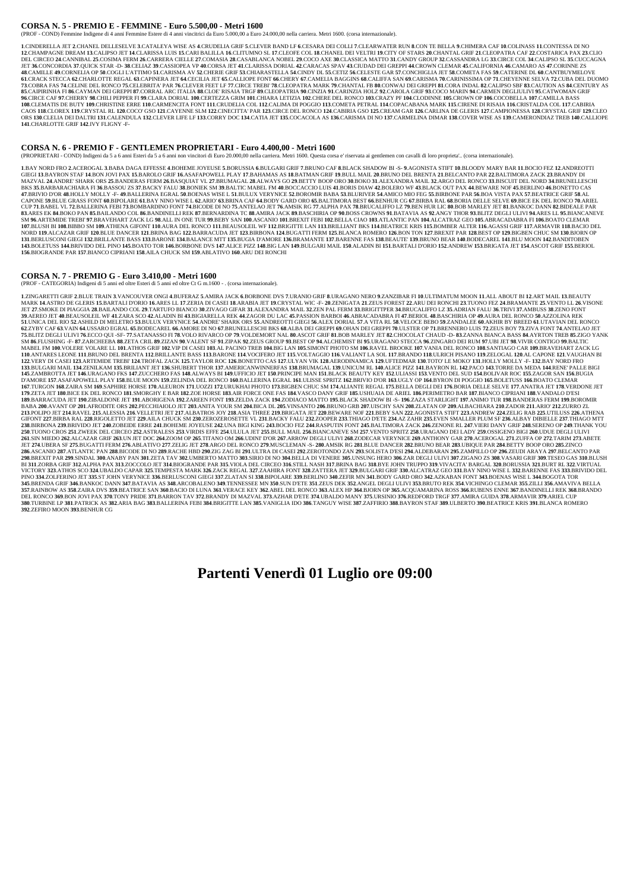## CORSA N. 5 - PREMIO E - FEMMINE - Euro 5.500,00 - Metri 1600

(PROF - COND) Femmine Indigene di 4 anni Femmine Estere di 4 anni vincitrici da Euro 5.000,00 a Euro 24.000,00 nella carriera. Metri 1600. (corsa internazionale).

**1**.CINDERELLA JET **2**.CHANEL DELLESELVE **3**.CATALEYA WISE AS **4**.CRUDELIA GRIF **5**.CLEVER BAND LF **6**.CESARA DEI COLLI **7**.CLEARWATER RUN **8**.CON TE BELLA **9**.CHIMERA CAF **10**.COLINASS **11**.CONTESSA DI NO **12**.CHAMPAGNE DREAM **13**.CALIPSO JET **14**.CLARISSA LUIS **15**.CARI BALILLA **16**.CLITUMNO SL **17**.CLEOFE COL **18**.CHANEL DEI VELTRI **19**.CITY OF STARS **20**.CHANTAL GRIF **21**.CLEOPATRA CAF **22**.COSTARICA PAX **23**.CLIO DEL CIRCEO **24**.CANNIBAL **25**.COSIMA FERM **26**.CARRERA CIELLE **27**.COMASIA **28**.CASABLANCA NOBEL **29**.COCO AXE **30**.CLASSICA MATTO **31**.CANDY GROUP **32**.CASSANDRA LG **33**.CIRCE COL **34**.CALIPSO SL **35**.CUCCAGNA JET **36**.CONCORDIA **37**.QUICK STAR -D- **38**.CELIAZ **39**.CASSIOPEA VP **40**.CORSA JET **41**.CLARISSA DORIAL **42**.CARACAS SPAV **43**.CIUDAD DEI GREPPI **44**.CROWN CLEMAR **45**.CALIFORNIA **46**.CAMARO AS **47**.CORINNE ZS **48**.CAMILLE **49**.CORNELIA OP **50**.COGLI L'ATTIMO **51**.CARISMA AV **52**.CHERIE GRIF **53**.CHIARASTELLA **54**.CINDY DL **55**.CETIZ **56**.CELESTE GAR **57**.CONCHIGLIA JET **58**.COMETA FAS **59**.CATERINE DL **60**.CANTBUYMELOVE **61**.CRACK STECCA **62**.CHARLOTTE REGAL **63**.CAPINERA JET **64**.CECILIA JET **65**.CALLIOPE FONT **66**.CHERY **67**.CAMELIA BAGGINS **68**.CALIFFA SAN **69**.CARISMA **70**.CARINISSIMA OP **71**.CHEYENNE SELVA **72**.CUBA DEL DUOMO **73**.COBRA FAS **74**.CELINE DEL RONCO **75**.CELEBRITA' PAR **76**.CLEVER FEET LF **77**.CIRCE TREBI' **78**.CLEOPATRA MARK **79**.CHANTAL FB **80**.CONWAJ DEI GREPPI **81**.CORA INDAL **82**.CALIPSO SBF **83**.CAUTION AS **84**.CENTURY AS **85**.CAIPIRINHA FI **86**.CAYMAN DEI GREPPI **87**.CORRAL ARC ITALIA **88**.CLOE' RISAIA TRGF **89**.CLEOPATRIA **90**.CINZIA **91**.CARINZIA HOLZ **92**.CAROLA GRIF **93**.COCO MARIN **94**.CARMEN DEGLIULIVI **95**.CATWOMAN GRIF **96**.CIRCE CAF **97**.CHERRY **98**.CHILI PEPPER FI **99**.CLARA DORIAL **100**.CERTEZZA GRIM **101**.CHIARA LETIZIA **102**.CHERE DEL RONCO **103**.CRAZY PF **104**.CLODINNE **105**.CROWN OP **106**.COCOBELLA **107**.CAMILLA BASS **108**.CLEMATIS DE BUTY **109**.CHRISTINE ERRE **110**.CARMENCITA FONT **111**.CRUDELIA COL **112**.CALIMA DI POGGIO **113**.COMETA PETRAL **114**.COPACABANA MARK **115**.CIRENE DI RISAIA **116**.CRISTALDA COL **117**.CABIRIA CAOS **118**.CLOREX **119**.CRYSTAL RL **120**.COCO' GSO **121**.CAYENNE SLM **122**.CINECITTA' PAR **123**.CIRCE DEL RONCO **124**.CABIRIA GSO **125**.CREAM GAR **126**.CARLINA DE GLERIS **127**.CAMPIONESSA **128**.CRYSTAL GRIF **129**.CLEO ORS **130**.CLELIA DEI DALTRI **131**.CALENDULA **132**.CLEVER LIFE LF **133**.CORRY DOC **134**.CATIA JET **135**.COCACOLA AS **136**.CARISMA DI NO **137**.CARMELINA DIMAR **138**.COVER WISE AS **139**.CAMERONDIAZ TREB **140**.CALLIOPE **141**.CHARLOTTE GRIF **142**.IVY FLIGNY -F-

## CORSA N. 6 - PREMIO F - GENTLEMEN PROPRIETARI - Euro 4.400,00 - Metri 1600

(PROPRIETARI - COND) Indigeni da 5 a 6 anni Esteri da 5 a 6 anni non vincitori di Euro 20.000,00 nella carriera. Metri 1600. Questa corsa e' riservata ai gentlemen con cavalli di loro proprieta'.. (corsa internazionale).

**1**.BAY NORD FRO **2**.ACEROGAL **3**.BABA DAGA EFFESSE **4**.BOHEME JOYEUSE **5**.BORUSSIA **6**.BULGARI GRIF **7**.BRUNO CAF **8**.BLACK SHADOW BI -S- **9**.AGONISTA STIFT **10**.BLOODY MARY BAR **11**.BOCIO FEZ **12**.ANDREOTTI GIEGI **13**.BAYRON STAF **14**.BON JOVI PAX **15**.BAROLO GRIF **16**.ASAFAPOWELL PLAY **17**.BAHAMAS AS **18**.BATMAN GRIF **19**.BULL MAIL **20**.BRUNO DEL BRENTA **21**.BELCANTO PAR **22**.BALTIMORA ZACK **23**.BRANDY DI MAZVAL **24**.ANDRE' SHARK ORS **25**.BANDERAS FERM **26**.BASQUIAT VL **27**.BRUMAGAL **28**.ALWAYS GO **29**.BETTY BOOP ORO **30**.BOKO **31**.ALEXANDRA MAIL **32**.ARGO DEL RONCO **33**.BISCUIT DEL NORD **34**.BRUNELLESCHI BKS **35**.BARBARACHIARA FI **36**.BASSOU ZS **37**.BACKY FALU **38**.BONIEK SM **39**.BALTIC MABEL FM **40**.BOCCACCIO LUIS **41**.BORIS DIAW **42**.BOLERO WF **43**.BLACK OUT PAX **44**.BEWARE NOF **45**.BERLINO **46**.BONETTO CAS **47**.BRIVIO D'OR **48**.HOLLY MOLLY -F- **49**.BALLERINA EGRAL **50**.BOENAS WISE L **51**.BULUX VERYNICE **52**.BOROMIR BABA **53**.BLURIVER **54**.AMICO MIO FEG **55**.BIRBONE PAR **56**.BOA VISTA PAX **57**.BEATRICE GRIF **58**.AL CAPONE **59**.BLUE GRASS FONT **60**.BIPOLARE **61**.BAY NINO WISE L **62**.ARIO' **63**.BRINA CAF **64**.BODY GARD ORO **65**.BALTIMORA BEST **66**.BENHUR CG **67**.BIRBA RAL **68**.BORIA DELLE SELVE **69**.BICE EK DEL RONCO **70**.ARIEL CUP **71**.BABEL VL **72**.BALLERINA FEBI **73**.BOMBARDINO FONT **74**.BICODE DI NO **75**.ANTELAO JET **76**.AMSIK RG **77**.ALPHA PAX **78**.BRUCALIFFO LZ **79**.BEN HUR LIC **80**.BOB MARLEY JET **81**.BANKOC DANN **82**.BIDEALE PAR **83**.ARES EK **84**.BOKO PAN **85**.BAILANDO COL **86**.BANDINELLI REK **87**.BERNARDINA TC **88**.AMIRA JACK **89**.BASCHIRIA OP **90**.BOSS CROWNS **91**.BATAVIA AS **92**.ANGY THOR **93**.BLITZ DEGLI ULIVI **94**.ARES LL **95**.BIANCANEVE SM **96**.ARTEMIDE TREBI' **97**.BRAVEHART ZACK LG **98**.ALL IN ONE TUR **99**.BEBY SAN **100**.ASCANIO **101**.BREXIT FEBI **102**.BELLA CIAO **103**.ATLANTIC PAN **104**.ALCATRAZ GEO **105**.ABRACADABRA FI **106**.BOATO CLEMAR **107**.BLUSH BI **108**.BIBBO SM **109**.ATHENA GIFONT **110**.AURA DEL RONCO **111**.BEAUSOLEIL WF **112**.BRIGITTE LAN **113**.BRILLIANT BKS **114**.BEATRICE KRIS **115**.BOMBER ALTER **116**.AGASSI GRIF **117**.ARMAVIR **118**.BACIO DEL NORD **119**.ALCAZAR GRIF **120**.BLUE DANCER **121**.BRINA BAG **122**.BARRACUDA JET **123**.BIRBONA **124**.BUGATTI FERM **125**.BLANCA ROMERO **126**.BON TON **127**.BREXIT PAR **128**.BEST OP **129**.BIGBEN CHUC SM **130**.BJORN OP **131**.BERLUSCONI GIEGI **132**.BRILLANTE BASS **133**.BARONE **134**.BALANCE MTT **135**.BUGIA D'AMORE **136**.BRAMANTE **137**.BARENNE FAS **138**.BEAUTE' **139**.BRUNO BEAR **140**.BODECAREL **141**.BLU MOON **142**.BANDITOBEN **143**.BOLETUSS **144**.BRIVIDO DEL PINO **145**.BOATO TOR **146**.BORBONE DVS **147**.ALICE PIZZ **148**.BIG LAN **149**.BULGARI MAIL **150**.ALADIN BI **151**.BARTALI D'ORIO **152**.ANDREW **153**.BRIGATA JET **154**.ASCOT GRIF **155**.BERIOL **156**.BIOGRANDE PAR **157**.BIANCO CIPRIANI **158**.AILA CHUCK SM **159**.ABLATIVO **160**.ARU DEI RONCHI

## CORSA N. 7 - PREMIO G - Euro 3.410,00 - Metri 1600

(PROF - CATEGORIA) Indigeni di 5 anni ed oltre Esteri di 5 anni ed oltre Ct G m.1600 - . (corsa internazionale).

**1**.ZINGARETTI GRIF **2**.BLUE TRAIN **3**.VANCOUVER ONGI **4**.BUFERAZ **5**.AMIRA JACK **6**.BORBONE DVS **7**.URANIO GRIF **8**.URAGANO NERO **9**.ZANZIBAR FI **10**.ULTIMATUM MOON **11**.ALL ABOUT BI **12**.ART MAIL **13**.BEAUTY MARK **14**.ASTRO DE GLERIS **15**.BARTALI D'ORIO **16**.ARES LL **17**.ZERIA DI CASEI **18**.ARABIA JET **19**.CRYSTAL WIC -F- **20**.ZENIGATA **21**.ZEUS FOREST **22**.ARU DEI RONCHI **23**.TUONO FEZ **24**.BRAMANTE **25**.VENTO LL **26**.VISONE JET **27**.SMOKE DI PIAGGIA **28**.BAILANDO COL **29**.TARTUFO BIANCO **30**.ZIVAGO GIFAR **31**.ALEXANDRA MAIL **32**.ZEN PAL FERM **33**.BRIGITTPER **34**.BRUCALIFFO LZ **35**.ADRIAN FALU **36**.TRIVI **37**.AMBUSS **38**.ZENO FONT **39**.AEREO JET **40**.BEAUSOLEIL WF **41**.ZARA SCO **42**.ALADIN BI **43**.BIGIARELLA REK **44**.ZAGOR DU LAC **45**.PASSION BARBOI **46**.ABRACADABRA FI **47**.BERIOL **48**.BASCHIRIA OP **49**.AURA DEL RONCO **50**.AZZOLINA REK **51**.UNICA DEL RIO **52**.ASHILD DI MELETRO **53**.BULUX VERYNICE **54**.ANDRE' SHARK ORS **55**.ANDREOTTI GIEGI **56**.ALEX DORIAL **57**.A VITA RL **58**.VELOCE BEBO **59**.ZANDALEE **60**.AKHIR BY BREED **61**.UTAVIAN DEL RONCO **62**.ZYBY CAF **63**.VAIN **64**.USSARO EGRAL **65**.BODECAREL **66**.AMORE DI NO **67**.BRUNELLESCHI BKS **68**.ALBA DEI GREPPI **69**.OHAN DEI GREPPI **70**.ULSTER OP **71**.BRENNERO LUIS **72**.ZEUS BOY **73**.ZIVA FONT **74**.ANTELAO JET **75**.BLITZ DEGLI ULIVI **76**.ECCO QUI -SF- **77**.SATANASSO FI **78**.VOLO RIVARCO OP **79**.VOLDEMORT NAL **80**.ASCOT GRIF **81**.BOB MARLEY JET **82**.CHOCOLAT CHAUD -D- **83**.ZANNA BIANCA BASS **84**.AYRTON TREB **85**.ZIGO YANK SM **86**.FLUSHING -F- **87**.ZARCHEEBA **88**.ZETA CRIL **89**.ZIZAN **90**.VALENT SF **91**.ZIPAK **92**.ZEUS GROUP **93**.BEST OP **94**.ALCHEMIST BI **95**.URAGANO STECCA **96**.ZINGARO DEI RUM **97**.UBI JET **98**.VIVIR CONTIGO **99**.BALTIC MABEL FM **100**.VOLERE VOLARE LL **101**.ATHOS GRIF **102**.VIP DI CASEI **103**.AL PACINO TREB **104**.BIG LAN **105**.SIMONT PHOTO SM **106**.RAVEL BROOKE **107**.VANIA DEL RONCO **108**.SANTIAGO CAR **109**.BRAVEHART ZACK LG **110**.ANTARES LEONE **111**.BRUNO DEL BRENTA **112**.BRILLANTE BASS **113**.BARONE **114**.VOCIFERO JET **115**.VOLTAGGIO **116**.VALIANT LA SOL **117**.BRANDO **118**.ULRICH PISANO **119**.ZELOGAL **120**.AL CAPONE **121**.VAUGHAN BI **122**.VERY DI CASEI **123**.ARTEMIDE TREBI' **124**.TROFAL ZACK **125**.TAYLOR ROC **126**.BONETTO CAS **127**.ULYAN VIK **128**.AERODINAMICA **129**.UFTEDMAR **130**.TOTO' LE MOKO' **131**.HOLLY MOLLY -F- **132**.BAY NORD FRO **133**.BULGARI MAIL **134**.ZENILKAM **135**.BRILIANT JET **136**.SHUBERT THOR **137**.AMERICANWINNERFAS **138**.BRUMAGAL **139**.UNICUM RL **140**.ALICE PIZZ **141**.BAYRON RL **142**.PACO **143**.TORRE DA MEDA **144**.RENE' PALLE BIGI **145**.ZAMBROTTA JET **146**.URAGANO FKS **147**.ZUCCHERO FAS **148**.ALWAYS BI **149**.UFFICIO JET **150**.PRINCIPE MAN **151**.BLACK BEAUTY KEY **152**.ULIASSI **153**.VENTO DEL SUD **154**.BOLIVAR ROC **155**.ZAGOR SAN **156**.BUGIA D'AMORE **157**.ASAFAPOWELL PLAY **158**.BLUE MOON **159**.ZELINDA DEL RONCO **160**.BALLERINA EGRAL **161**.ULISSE SPRITZ **162**.BRIVIO D'OR **163**.UGLY OP **164**.BYRON DI POGGIO **165**.BOLETUSS **166**.BOATO CLEMAR **167**.TURGON **168**.ZAIRA SM **169**.SAPHIRE HORSE **170**.ALEURON **171**.UOZZI **172**.URUKHAI PHOTO **173**.BIGBEN CHUC SM **174**.ALIANTE REGAL **175**.BELLA DEGLI DEI **176**.BORIA DELLE SELVE **177**.ANATRA JET **178**.VERDONE JET **179**.ZETA JET **180**.BICE EK DEL RONCO **181**.SMORGHY E BAR **182**.ZOE HORSE **183**.AIR FORCE ONE FAS **184**.VASCO DANY GRIF **185**.USHUAIA DE ARIEL **186**.PERIMETRO BAR **187**.BIANCO CIPRIANI **188**.VANDALO D'ESI **189**.BARRACUDA JET **190**.ZIBALDONE JET **191**.ABORIGENA **192**.ZAREEN FONT **193**.ZELDA ZACK **194**.ZODIACO MATTO **195**.BLACK SHADOW BI -S- **196**.ZAZA STARLIGHT **197**.ANIMO TUR **198**.BANDERAS FERM **199**.BOROMIR BABA **200**.AVANT OP **201**.AFRODITE ORS **202**.PECCHIAIOLO JET **203**.ANITA YOUR SM **204**.BICA DL **205**.VINSANTO **206**.BRUNO GRB **207**.USCHY SAN **208**.ZLATAN OP **209**.ALBACHIARA **210**.ZADOR **211**.ARIO' **212**.ZURRO ZL **213**.POLIPO JET **214**.RAVEL **215**.ALESSIA **216**.VELLETRI JET **217**.ALBATROS JOY **218**.ASIA THREE **219**.BRIGATA JET **220**.BEWARE NOF **221**.BEBY SAN **222**.AGONISTA STIFT **223**.ANDREW **224**.ZELIG RAB **225**.UTILUSS **226**.ATHENA GIFONT **227**.BIRBA RAL **228**.RIGOLETTO JET **229**.AILA CHUCK SM **230**.ZEROZEROSETTE VL **231**.BACKY FALU **232**.ZOOPER **233**.THIAGO D'ETE **234**.AZ ZAHR **235**.EVEN SMALLER PLUM SF **236**.ALBAY DIBIELLE **237**.THIAGO MTT **238**.BIRBONA **239**.BRIVIDO JET **240**.ZOBEIDE ERRE **241**.BOHEME JOYEUSE **242**.UNA BIGI KING **243**.BOCIO FEZ **244**.RASPUTIN FONT **245**.BALTIMORA ZACK **246**.ZENONE RL **247**.VIERI DANY GRIF **248**.SERENO OP **249**.THANK YOU **250**.TUONO CROS **251**.ZWEEK DEL CIRCEO **252**.ASTRALESS **253**.VIRDIS EFFE **254**.ULULA JET **255**.BULL MAIL **256**.BIANCANEVE SM **257**.VENTO SPRITZ **258**.URAGANO DEI LADY **259**.OSSIGENO BIGI **260**.UDUE DEGLI ULIVI **261**.SIN MIEDO **262**.ALCAZAR GRIF **263**.UN JET DOC **264**.ZOOM OP **265**.TITANO OM **266**.UDINI' D'OR **267**.ARROW DEGLI ULIVI **268**.ZODECAR VERYNICE **269**.ANTHONY GAR **270**.ACEROGAL **271**.ZUFFA OP **272**.TARIM **273**.ABETE JET **274**.UBERA SF **275**.BUGATTI FERM **276**.ABLATIVO **277**.ZELIG JET **278**.ARGO DEL RONCO **279**.MUSCLEMAN -S- **280**.AMSIK RG **281**.BLUE DANCER **282**.BRUNO BEAR **283**.UBIQUE PAR **284**.BETTY BOOP ORO **285**.ZINCO **286**.ASCANIO **287**.ATLANTIC PAN **288**.BICODE DI NO **289**.RACHE HBD **290**.ZIG ZAG BI **291**.ULTRA DI CASEI **292**.ZEROTONDO ZAN **293**.SOLISTA D'ESI **294**.ALDEBARAN **295**.ZAMPILLO OP **296**.ZEUDI ARAYA **297**.BELCANTO PAR **298**.BREXIT PAR **299**.SINDAL **300**.ANABY PAN **301**.ZETA TAV **302**.UMBERTO MATTO **303**.SIRIO DI NO **304**.BELLA DI VENERE **305**.UNSUNG HERO **306**.ZAR DEGLI ULIVI **307**.ZIGANO ZS **308**.VASARI GRIF **309**.TESEO GAS **310**.BLUSH BI **311**.ZORBA GRIF **312**.ALPHA PAX **313**.ZOCCOLO JET **314**.BIOGRANDE PAR **315**.VIOLA DEL CIRCEO **316**.STILL NASH **317**.BRINA BAG **318**.BYE JOHN TRUPPO **319**.VIVACITA' BARGAL **320**.BORUSSIA **321**.BURT RL **322**.VIRTUAL VICTORY **323**.ATHOS SCO **324**.UBALDO CAPAR **325**.TEMPESTA MARK **326**.ZACK REGAL **327**.ZAAHIRA FONT **328**.ZATTERA JET **329**.BULGARI GRIF **330**.ALCATRAZ GEO **331**.BAY NINO WISE L **332**.BARENNE FAS **333**.BRIVIDO DEL PINO **334**.ZOLFERINO JET **335**.ST JOHN VERYNICE **336**.BERLUSCONI GIEGI **337**.ZLATAN SI **338**.BIPOLARE **339**.BERLINO **340**.ZEFIR MN **341**.BODY GARD ORO **342**.AZKABAN FONT **343**.BOENAS WISE L **344**.BOGOTA TOR **345**.BRENDA GRIF **346**.BANKOC DANN **347**.BATAVIA AS **348**.ARCOBALENO **349**.TENNESSEE MN **350**.SUN D'ETE **351**.ZEUS DEK **352**.ANGEL DEGLI ULIVI **353**.BRUTO REK **354**.VICHINGO CLEMAR **355**.ZILLI **356**.AMAVIVA BELLA **357**.RAINBOW AS **358**.ZAIRA DVS **359**.BEATRICE SAN **360**.BACIO DI LUNA **361**.VERACE KEY **362**.ABEL DEL RONCO **363**.ALEX HP **364**.BJORN OP **365**.ACQUAMARINA ROSS **366**.RUBENS ENNE **367**.BANDINELLI REK **368**.BRANDO DEL RONCO **369**.BON JOVI PAX **370**.TONY PRIDE **371**.BARRON TAV **372**.BRANDY DI MAZVAL **373**.AZHAR D'ETE **374**.UBALDO MANY **375**.URSINIO **376**.REDFORD TRGF **377**.AMIRA GUIDA **378**.ARMAVIR **379**.ARIEL CUP **380**.TURBINE LP **381**.PATRICK AS **382**.ARIA BAG **383**.BALLERINA FEBI **384**.BRIGITTE LAN **385**.VANIGLIA IDO **386**.TANGUY WISE **387**.ZAFFIRIO **388**.BAYRON STAF **389**.ULBERTO **390**.BEATRICE KRIS **391**.BLANCA ROMERO **392**.ZEFIRO MOON **393**.BENHUR CG

# Partenti Venerdì 01 Luglio ore 09:00